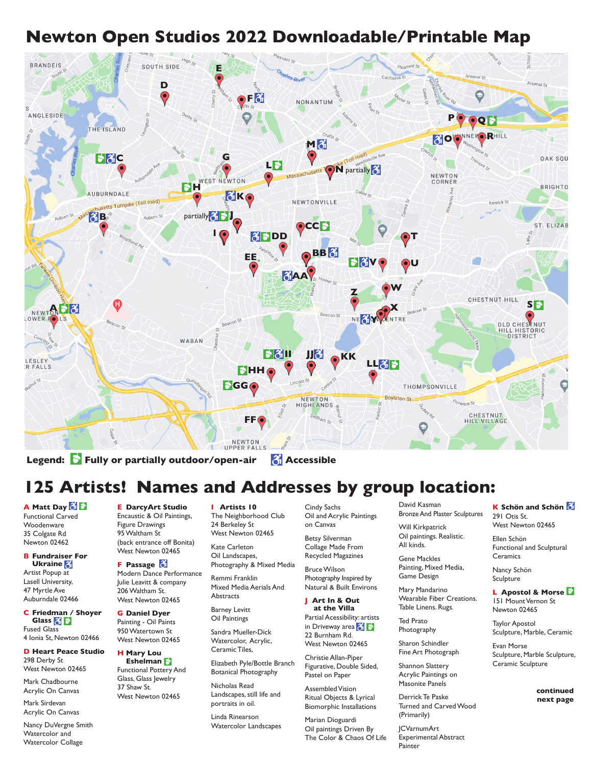# Newton Open Studios 2022 Downloadable/Printable Map

**Legend:** Fully or partially outdoor/open-air | Accessible

## 125 Artists! Names and Addresses by group location:

**A Matt Day** (Accessible, Outdoor)
Functional Carved Woodenware
35 Colgate Rd
Newton 02462

**B Fundraiser For Ukraine** (Accessible)
Artist Popup at Lasell University,
47 Myrtle Ave
Auburndale 02466

**C Friedman / Shoyer Glass** (Accessible, Outdoor)
Fused Glass
4 Ionia St, Newton 02466

**D Heart Peace Studio**
298 Derby St
West Newton 02465

Mark Chadbourne
Acrylic On Canvas

Mark Sirdevan
Acrylic On Canvas

Nancy DuVergne Smith
Watercolor and Watercolor Collage

**E DarcyArt Studio**
Encaustic & Oil Paintings, Figure Drawings
95 Waltham St
(back entrance off Bonita)
West Newton 02465

**F Passage** (Accessible)
Modern Dance Performance
Julie Leavitt & company
206 Waltham St.
West Newton 02465

**G Daniel Dyer**
Painting - Oil Paints
950 Watertown St
West Newton 02465

**H Mary Lou Eshelman** (Outdoor)
Functional Pottery And Glass, Glass Jewelry
37 Shaw St.
West Newton 02465

**I Artists 10**
The Neighborhood Club
24 Berkeley St
West Newton 02465

Kate Carleton
Oil Landscapes, Photography & Mixed Media

Remmi Franklin
Mixed Media Aerials And Abstracts

Barney Levitt
Oil Paintings

Sandra Mueller-Dick
Watercolor, Acrylic, Ceramic Tiles,

Elizabeth Pyle/Bottle Branch
Botanical Photography

Nicholas Read
Landscapes, still life and portraits in oil.

Linda Rinearson
Watercolor Landscapes

Cindy Sachs
Oil and Acrylic Paintings on Canvas

Betsy Silverman
Collage Made From Recycled Magazines

Bruce Wilson
Photography Inspired by Natural & Built Environs

**J Art In & Out at the Villa**
Partial Accessibility: artists in Driveway area (Accessible, Outdoor)
22 Burnham Rd.
West Newton 02465

Christie Allan-Piper
Figurative, Double Sided, Pastel on Paper

Assembled Vision
Ritual Objects & Lyrical Biomorphic Installations

Marian Dioguardi
Oil paintings Driven By The Color & Chaos Of Life

David Kasman
Bronze And Plaster Sculptures

Will Kirkpatrick
Oil paintings. Realistic. All kinds.

Gene Mackles
Painting, Mixed Media, Game Design

Mary Mandarino
Wearable Fiber Creations. Table Linens. Rugs.

Ted Prato
Photography

Sharon Schindler
Fine Art Photograph

Shannon Slattery
Acrylic Paintings on Masonite Panels

Derrick Te Paske
Turned and Carved Wood (Primarily)

JCVarnumArt
Experimental Abstract Painter

**K Schön and Schön** (Accessible)
291 Otis St.
West Newton 02465

Ellen Schön
Functional and Sculptural Ceramics

Nancy Schön
Sculpture

**L Apostol & Morse** (Outdoor)
151 Mount Vernon St
Newton 02465

Taylor Apostol
Sculpture, Marble, Ceramic

Evan Morse
Sculpture, Marble Sculpture, Ceramic Sculpture

**continued next page**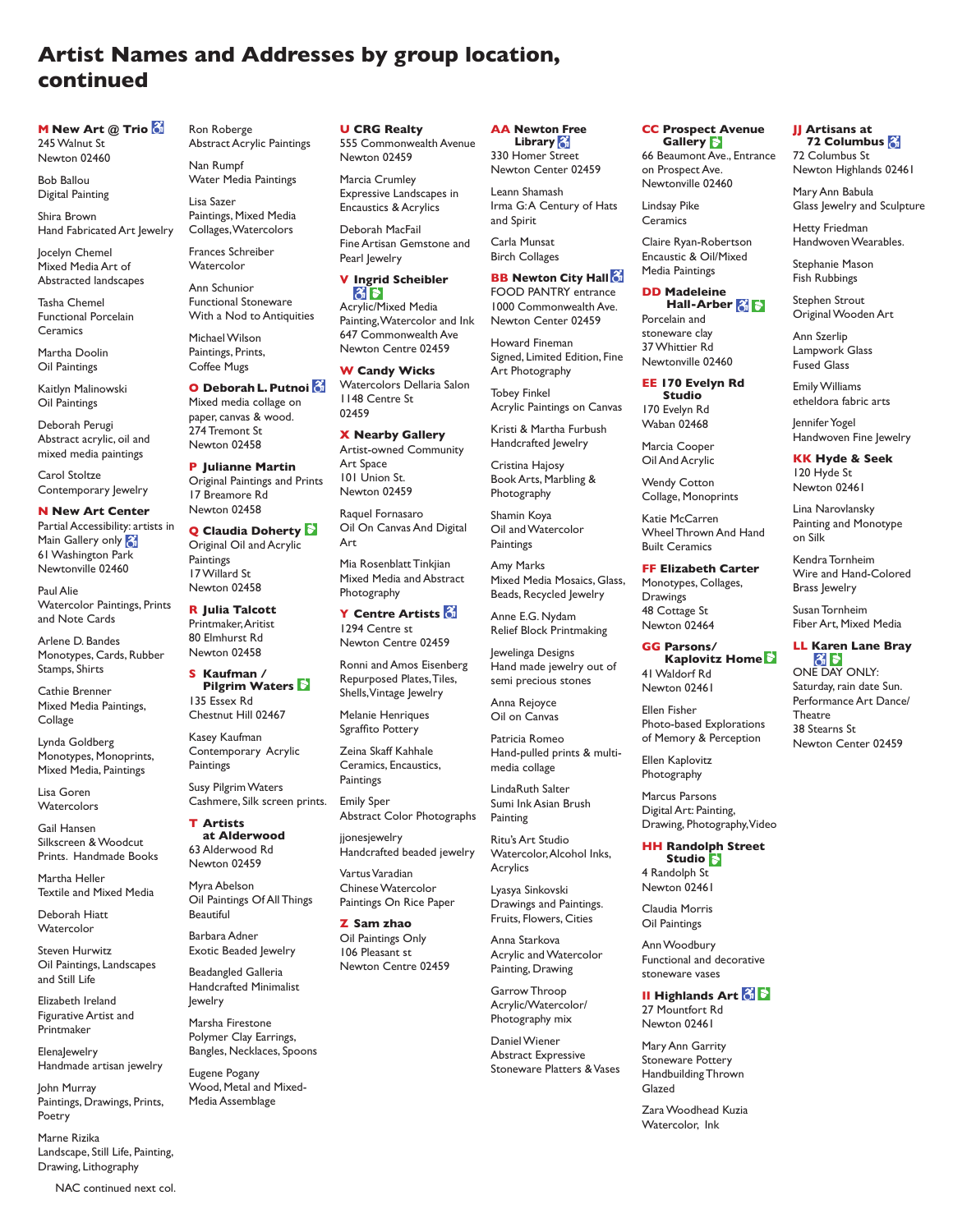# Artist Names and Addresses by group location, continued

**M New Art @ Trio**
245 Walnut St
Newton 02460

Bob Ballou
Digital Painting

Shira Brown
Hand Fabricated Art Jewelry

Jocelyn Chemel
Mixed Media Art of Abstracted landscapes

Tasha Chemel
Functional Porcelain Ceramics

Martha Doolin
Oil Paintings

Kaitlyn Malinowski
Oil Paintings

Deborah Perugi
Abstract acrylic, oil and mixed media paintings

Carol Stoltze
Contemporary Jewelry

**N New Art Center**
Partial Accessibility: artists in Main Gallery only
61 Washington Park
Newtonville 02460

Paul Alie
Watercolor Paintings, Prints and Note Cards

Arlene D. Bandes
Monotypes, Cards, Rubber Stamps, Shirts

Cathie Brenner
Mixed Media Paintings, Collage

Lynda Goldberg
Monotypes, Monoprints, Mixed Media, Paintings

Lisa Goren
Watercolors

Gail Hansen
Silkscreen & Woodcut Prints. Handmade Books

Martha Heller
Textile and Mixed Media

Deborah Hiatt
Watercolor

Steven Hurwitz
Oil Paintings, Landscapes and Still Life

Elizabeth Ireland
Figurative Artist and Printmaker

ElenaJewelry
Handmade artisan jewelry

John Murray
Paintings, Drawings, Prints, Poetry

Marne Rizika
Landscape, Still Life, Painting, Drawing, Lithography

NAC continued next col.

Ron Roberge
Abstract Acrylic Paintings

Nan Rumpf
Water Media Paintings

Lisa Sazer
Paintings, Mixed Media Collages, Watercolors

Frances Schreiber
Watercolor

Ann Schunior
Functional Stoneware With a Nod to Antiquities

Michael Wilson
Paintings, Prints, Coffee Mugs

**O Deborah L. Putnoi**
Mixed media collage on paper, canvas & wood.
274 Tremont St
Newton 02458

**P Julianne Martin**
Original Paintings and Prints
17 Breamore Rd
Newton 02458

**Q Claudia Doherty**
Original Oil and Acrylic Paintings
17 Willard St
Newton 02458

**R Julia Talcott**
Printmaker, Aritist
80 Elmhurst Rd
Newton 02458

**S Kaufman / Pilgrim Waters**
135 Essex Rd
Chestnut Hill 02467

Kasey Kaufman
Contemporary Acrylic Paintings

Susy Pilgrim Waters
Cashmere, Silk screen prints.

**T Artists at Alderwood**
63 Alderwood Rd
Newton 02459

Myra Abelson
Oil Paintings Of All Things Beautiful

Barbara Adner
Exotic Beaded Jewelry

Beadangled Galleria
Handcrafted Minimalist Jewelry

Marsha Firestone
Polymer Clay Earrings, Bangles, Necklaces, Spoons

Eugene Pogany
Wood, Metal and Mixed-Media Assemblage

**U CRG Realty**
555 Commonwealth Avenue
Newton 02459

Marcia Crumley
Expressive Landscapes in Encaustics & Acrylics

Deborah MacFail
Fine Artisan Gemstone and Pearl Jewelry

**V Ingrid Scheibler**
Acrylic/Mixed Media Painting, Watercolor and Ink
647 Commonwealth Ave
Newton Centre 02459

**W Candy Wicks**
Watercolors Dellaria Salon
1148 Centre St
02459

**X Nearby Gallery**
Artist-owned Community Art Space
101 Union St.
Newton 02459

Raquel Fornasaro
Oil On Canvas And Digital Art

Mia Rosenblatt Tinkjian
Mixed Media and Abstract Photography

**Y Centre Artists**
1294 Centre st
Newton Centre 02459

Ronni and Amos Eisenberg
Repurposed Plates, Tiles, Shells, Vintage Jewelry

Melanie Henriques
Sgraffito Pottery

Zeina Skaff Kahhale
Ceramics, Encaustics, Paintings

Emily Sper
Abstract Color Photographs

jjonesjewelry
Handcrafted beaded jewelry

Vartus Varadian
Chinese Watercolor Paintings On Rice Paper

**Z Sam zhao**
Oil Paintings Only
106 Pleasant st
Newton Centre 02459

**AA Newton Free Library**
330 Homer Street
Newton Center 02459

Leann Shamash
Irma G:A Century of Hats and Spirit

Carla Munsat
Birch Collages

**BB Newton City Hall**
FOOD PANTRY entrance
1000 Commonwealth Ave.
Newton Center 02459

Howard Fineman
Signed, Limited Edition, Fine Art Photography

Tobey Finkel
Acrylic Paintings on Canvas

Kristi & Martha Furbush
Handcrafted Jewelry

Cristina Hajosy
Book Arts, Marbling & Photography

Shamin Koya
Oil and Watercolor Paintings

Amy Marks
Mixed Media Mosaics, Glass, Beads, Recycled Jewelry

Anne E.G. Nydam
Relief Block Printmaking

Jewelinga Designs
Hand made jewelry out of semi precious stones

Anna Rejoyce
Oil on Canvas

Patricia Romeo
Hand-pulled prints & multi-media collage

LindaRuth Salter
Sumi Ink Asian Brush Painting

Ritu's Art Studio
Watercolor, Alcohol Inks, Acrylics

Lyasya Sinkovski
Drawings and Paintings. Fruits, Flowers, Cities

Anna Starkova
Acrylic and Watercolor Painting, Drawing

Garrow Throop
Acrylic/Watercolor/ Photography mix

Daniel Wiener
Abstract Expressive Stoneware Platters & Vases

**CC Prospect Avenue Gallery**
66 Beaumont Ave., Entrance on Prospect Ave.
Newtonville 02460

Lindsay Pike
Ceramics

Claire Ryan-Robertson
Encaustic & Oil/Mixed Media Paintings

**DD Madeleine Hall-Arber**
Porcelain and stoneware clay
37 Whittier Rd
Newtonville 02460

**EE 170 Evelyn Rd Studio**
170 Evelyn Rd
Waban 02468

Marcia Cooper
Oil And Acrylic

Wendy Cotton
Collage, Monoprints

Katie McCarren
Wheel Thrown And Hand Built Ceramics

**FF Elizabeth Carter**
Monotypes, Collages, Drawings
48 Cottage St
Newton 02464

**GG Parsons/ Kaplovitz Home**
41 Waldorf Rd
Newton 02461

Ellen Fisher
Photo-based Explorations of Memory & Perception

Ellen Kaplovitz
Photography

Marcus Parsons
Digital Art: Painting, Drawing, Photography, Video

**HH Randolph Street Studio**
4 Randolph St
Newton 02461

Claudia Morris
Oil Paintings

Ann Woodbury
Functional and decorative stoneware vases

**II Highlands Art**
27 Mountfort Rd
Newton 02461

Mary Ann Garrity
Stoneware Pottery Handbuilding Thrown Glazed

Zara Woodhead Kuzia
Watercolor, Ink

**JJ Artisans at 72 Columbus**
72 Columbus St
Newton Highlands 02461

Mary Ann Babula
Glass Jewelry and Sculpture

Hetty Friedman
Handwoven Wearables.

Stephanie Mason
Fish Rubbings

Stephen Strout
Original Wooden Art

Ann Szerlip
Lampwork Glass Fused Glass

Emily Williams
etheldora fabric arts

Jennifer Yogel
Handwoven Fine Jewelry

**KK Hyde & Seek**
120 Hyde St
Newton 02461

Lina Narovlansky
Painting and Monotype on Silk

Kendra Tornheim
Wire and Hand-Colored Brass Jewelry

Susan Tornheim
Fiber Art, Mixed Media

**LL Karen Lane Bray**
ONE DAY ONLY: Saturday, rain date Sun.
Performance Art Dance/ Theatre
38 Stearns St
Newton Center 02459